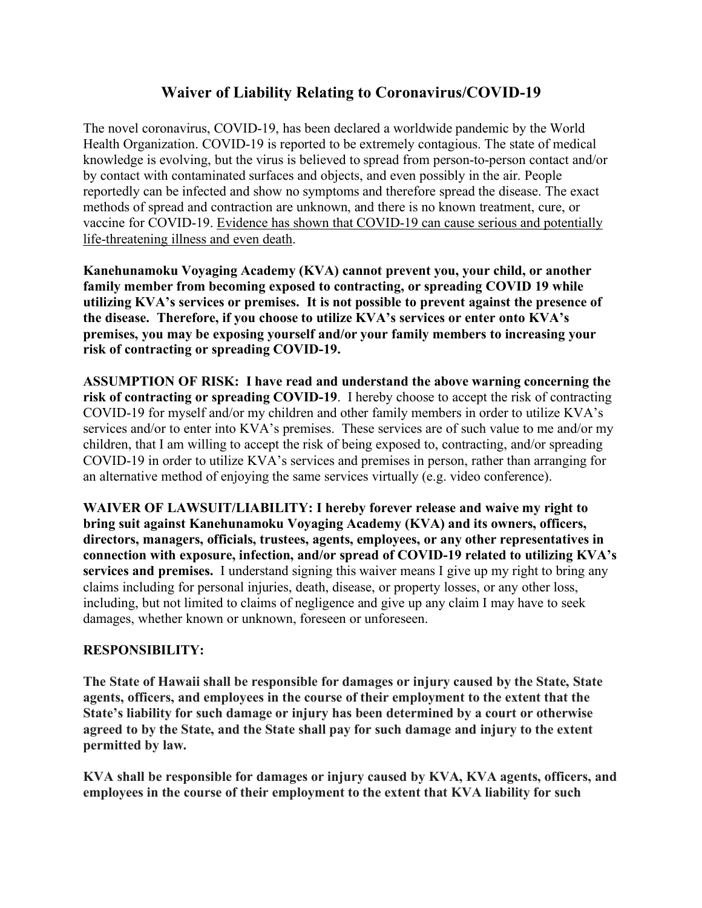# Waiver of Liability Relating to Coronavirus/COVID-19

The novel coronavirus, COVID-19, has been declared a worldwide pandemic by the World Health Organization. COVID-19 is reported to be extremely contagious. The state of medical knowledge is evolving, but the virus is believed to spread from person-to-person contact and/or by contact with contaminated surfaces and objects, and even possibly in the air. People reportedly can be infected and show no symptoms and therefore spread the disease. The exact methods of spread and contraction are unknown, and there is no known treatment, cure, or vaccine for COVID-19. <u>Evidence has shown that COVID-19 can cause serious and potentially life-threatening illness and even death</u>.

**Kanehunamoku Voyaging Academy (KVA) cannot prevent you, your child, or another family member from becoming exposed to contracting, or spreading COVID 19 while utilizing KVA's services or premises. It is not possible to prevent against the presence of the disease. Therefore, if you choose to utilize KVA's services or enter onto KVA's premises, you may be exposing yourself and/or your family members to increasing your risk of contracting or spreading COVID-19.**

**ASSUMPTION OF RISK: I have read and understand the above warning concerning the risk of contracting or spreading COVID-19**. I hereby choose to accept the risk of contracting COVID-19 for myself and/or my children and other family members in order to utilize KVA's services and/or to enter into KVA's premises. These services are of such value to me and/or my children, that I am willing to accept the risk of being exposed to, contracting, and/or spreading COVID-19 in order to utilize KVA's services and premises in person, rather than arranging for an alternative method of enjoying the same services virtually (e.g. video conference).

**WAIVER OF LAWSUIT/LIABILITY: I hereby forever release and waive my right to bring suit against Kanehunamoku Voyaging Academy (KVA) and its owners, officers, directors, managers, officials, trustees, agents, employees, or any other representatives in connection with exposure, infection, and/or spread of COVID-19 related to utilizing KVA's services and premises.** I understand signing this waiver means I give up my right to bring any claims including for personal injuries, death, disease, or property losses, or any other loss, including, but not limited to claims of negligence and give up any claim I may have to seek damages, whether known or unknown, foreseen or unforeseen.

**RESPONSIBILITY:**

**The State of Hawaii shall be responsible for damages or injury caused by the State, State agents, officers, and employees in the course of their employment to the extent that the State's liability for such damage or injury has been determined by a court or otherwise agreed to by the State, and the State shall pay for such damage and injury to the extent permitted by law.**

**KVA shall be responsible for damages or injury caused by KVA, KVA agents, officers, and employees in the course of their employment to the extent that KVA liability for such**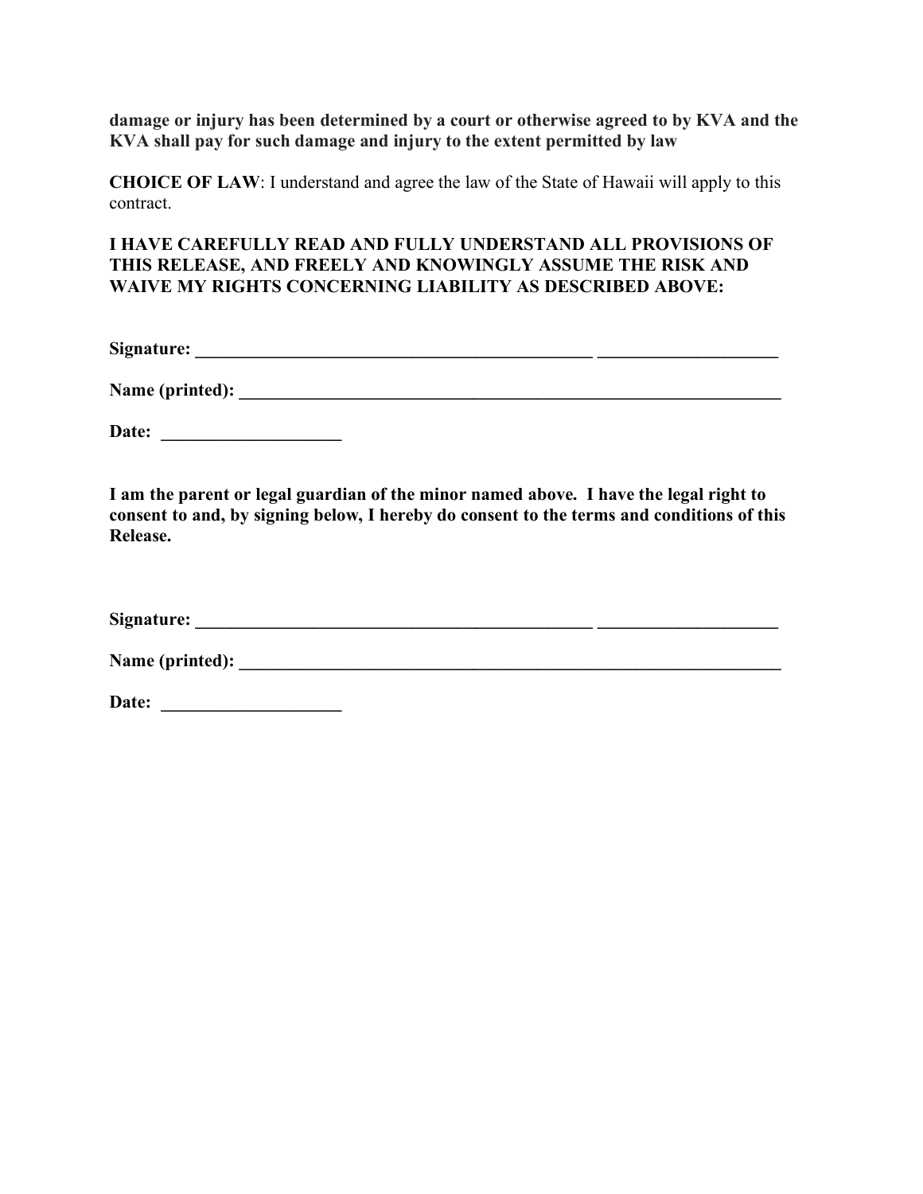**damage or injury has been determined by a court or otherwise agreed to by KVA and the KVA shall pay for such damage and injury to the extent permitted by law**

**CHOICE OF LAW**: I understand and agree the law of the State of Hawaii will apply to this contract.

**I HAVE CAREFULLY READ AND FULLY UNDERSTAND ALL PROVISIONS OF THIS RELEASE, AND FREELY AND KNOWINGLY ASSUME THE RISK AND WAIVE MY RIGHTS CONCERNING LIABILITY AS DESCRIBED ABOVE:**

**Signature: _______________________________________________ ____________________**

**Name (printed): _______________________________________________________________**

**Date: ____________________**

**I am the parent or legal guardian of the minor named above. I have the legal right to consent to and, by signing below, I hereby do consent to the terms and conditions of this Release.**

**Signature: _______________________________________________ ____________________**

**Name (printed): _______________________________________________________________**

**Date: ____________________**